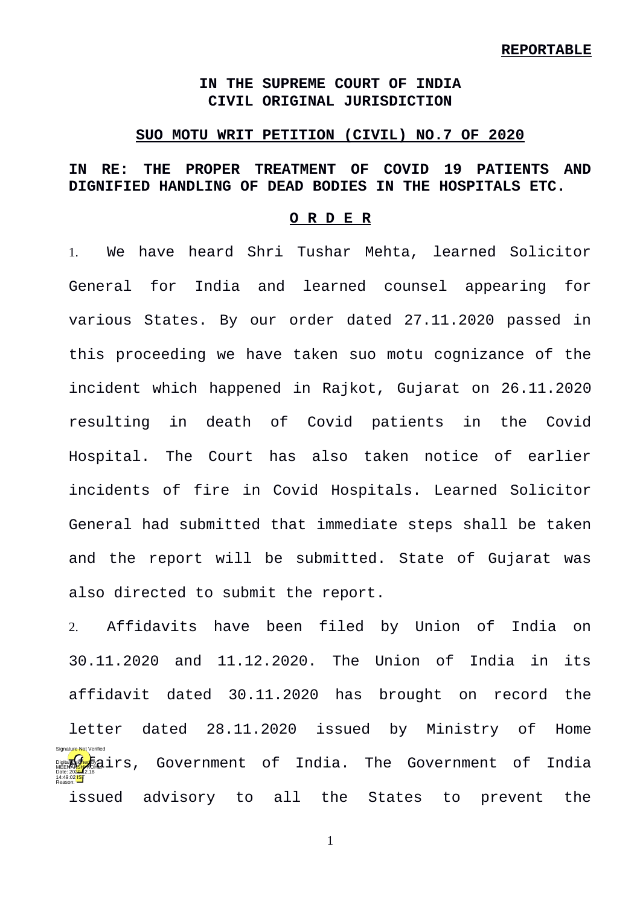**REPORTABLE**

**IN THE SUPREME COURT OF INDIA**
**CIVIL ORIGINAL JURISDICTION**

**SUO MOTU WRIT PETITION (CIVIL) NO.7 OF 2020**

**IN RE: THE PROPER TREATMENT OF COVID 19 PATIENTS AND DIGNIFIED HANDLING OF DEAD BODIES IN THE HOSPITALS ETC.**

**O R D E R**

1. We have heard Shri Tushar Mehta, learned Solicitor General for India and learned counsel appearing for various States. By our order dated 27.11.2020 passed in this proceeding we have taken suo motu cognizance of the incident which happened in Rajkot, Gujarat on 26.11.2020 resulting in death of Covid patients in the Covid Hospital. The Court has also taken notice of earlier incidents of fire in Covid Hospitals. Learned Solicitor General had submitted that immediate steps shall be taken and the report will be submitted. State of Gujarat was also directed to submit the report.

2. Affidavits have been filed by Union of India on 30.11.2020 and 11.12.2020. The Union of India in its affidavit dated 30.11.2020 has brought on record the letter dated 28.11.2020 issued by Ministry of Home Affairs, Government of India. The Government of India issued advisory to all the States to prevent the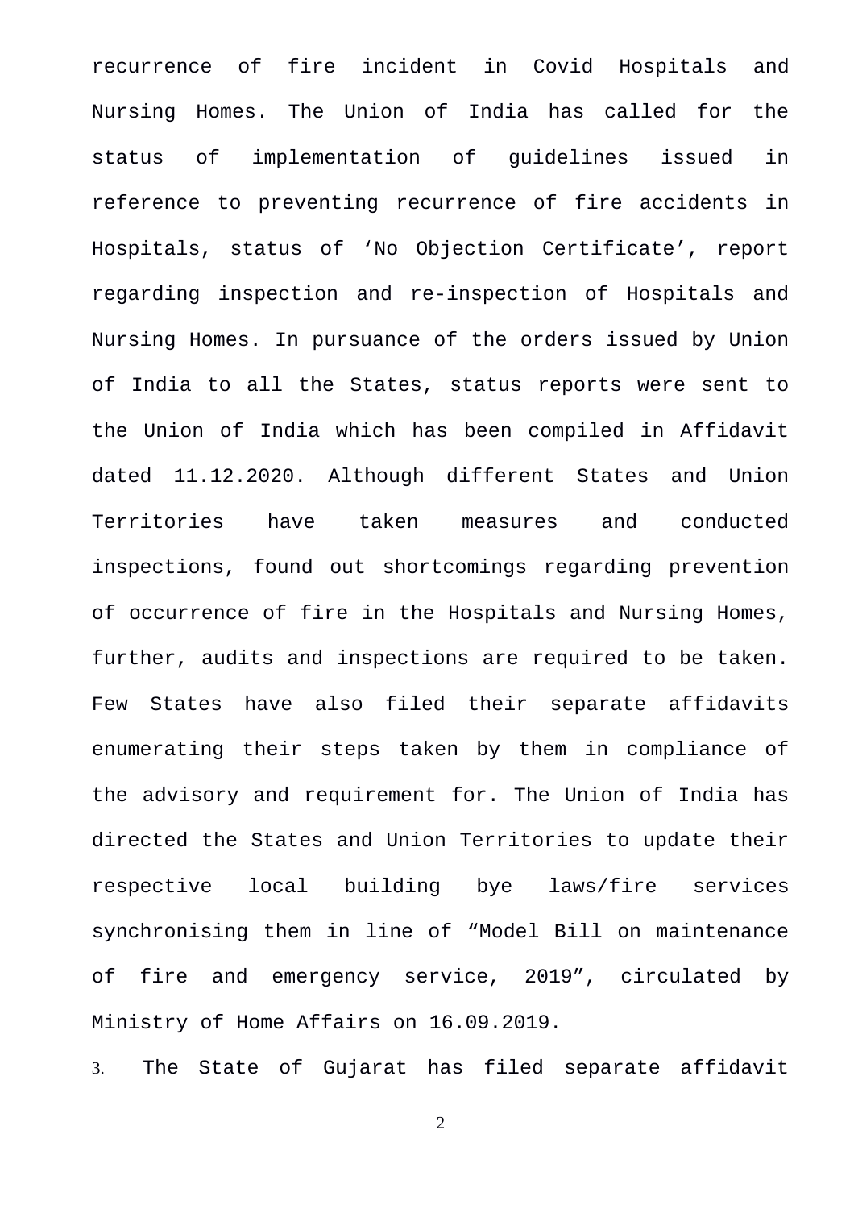recurrence of fire incident in Covid Hospitals and Nursing Homes. The Union of India has called for the status of implementation of guidelines issued in reference to preventing recurrence of fire accidents in Hospitals, status of 'No Objection Certificate', report regarding inspection and re-inspection of Hospitals and Nursing Homes. In pursuance of the orders issued by Union of India to all the States, status reports were sent to the Union of India which has been compiled in Affidavit dated 11.12.2020. Although different States and Union Territories have taken measures and conducted inspections, found out shortcomings regarding prevention of occurrence of fire in the Hospitals and Nursing Homes, further, audits and inspections are required to be taken. Few States have also filed their separate affidavits enumerating their steps taken by them in compliance of the advisory and requirement for. The Union of India has directed the States and Union Territories to update their respective local building bye laws/fire services synchronising them in line of "Model Bill on maintenance of fire and emergency service, 2019", circulated by Ministry of Home Affairs on 16.09.2019.

3. The State of Gujarat has filed separate affidavit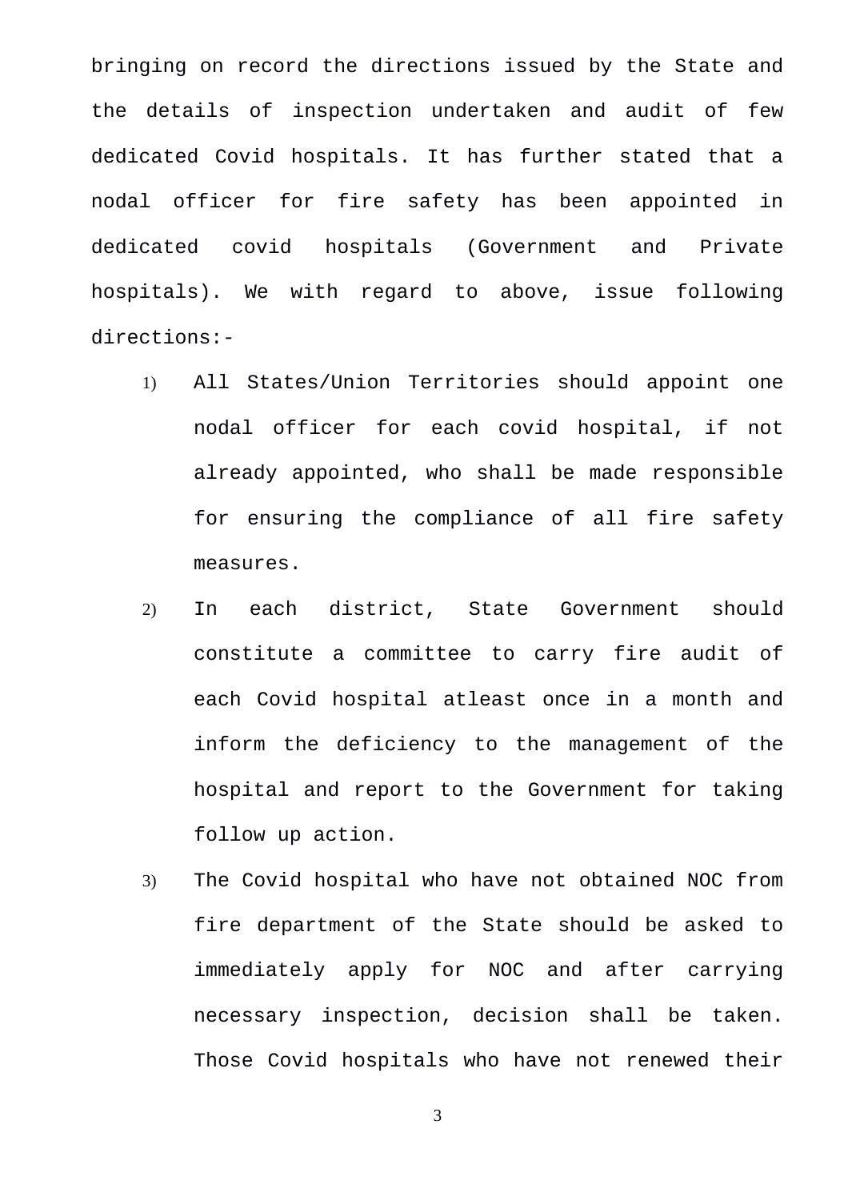bringing on record the directions issued by the State and the details of inspection undertaken and audit of few dedicated Covid hospitals. It has further stated that a nodal officer for fire safety has been appointed in dedicated covid hospitals (Government and Private hospitals). We with regard to above, issue following directions:-

1) All States/Union Territories should appoint one nodal officer for each covid hospital, if not already appointed, who shall be made responsible for ensuring the compliance of all fire safety measures.
2) In each district, State Government should constitute a committee to carry fire audit of each Covid hospital atleast once in a month and inform the deficiency to the management of the hospital and report to the Government for taking follow up action.
3) The Covid hospital who have not obtained NOC from fire department of the State should be asked to immediately apply for NOC and after carrying necessary inspection, decision shall be taken. Those Covid hospitals who have not renewed their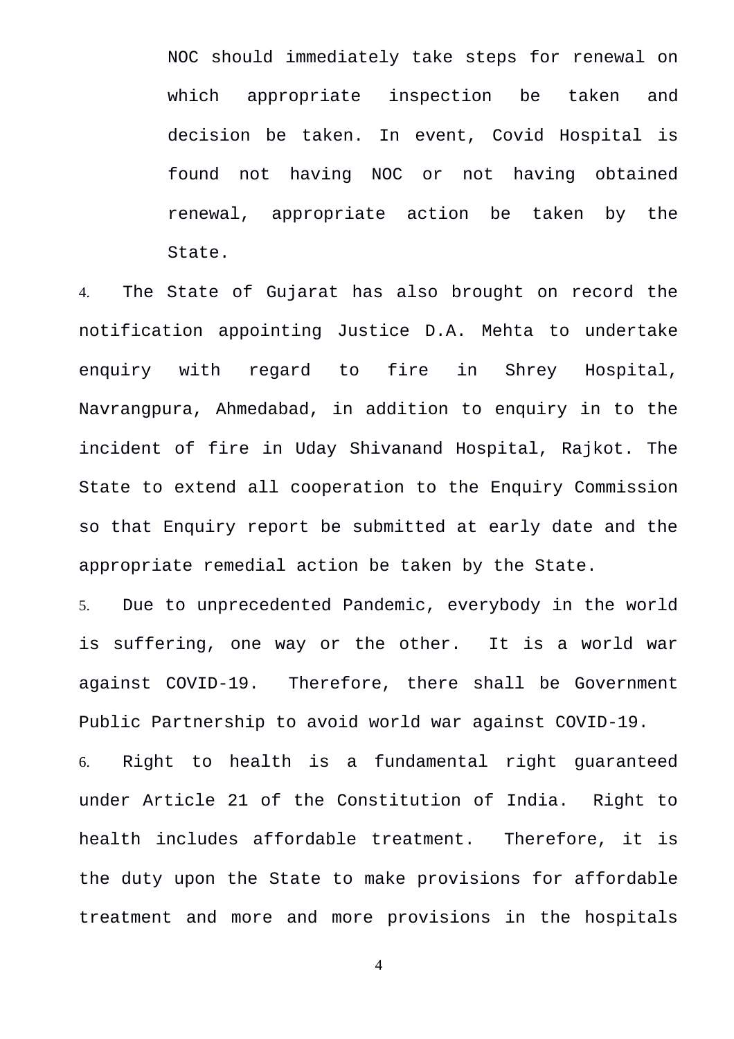NOC should immediately take steps for renewal on which appropriate inspection be taken and decision be taken. In event, Covid Hospital is found not having NOC or not having obtained renewal, appropriate action be taken by the State.

4. The State of Gujarat has also brought on record the notification appointing Justice D.A. Mehta to undertake enquiry with regard to fire in Shrey Hospital, Navrangpura, Ahmedabad, in addition to enquiry in to the incident of fire in Uday Shivanand Hospital, Rajkot. The State to extend all cooperation to the Enquiry Commission so that Enquiry report be submitted at early date and the appropriate remedial action be taken by the State.

5. Due to unprecedented Pandemic, everybody in the world is suffering, one way or the other. It is a world war against COVID-19. Therefore, there shall be Government Public Partnership to avoid world war against COVID-19.

6. Right to health is a fundamental right guaranteed under Article 21 of the Constitution of India. Right to health includes affordable treatment. Therefore, it is the duty upon the State to make provisions for affordable treatment and more and more provisions in the hospitals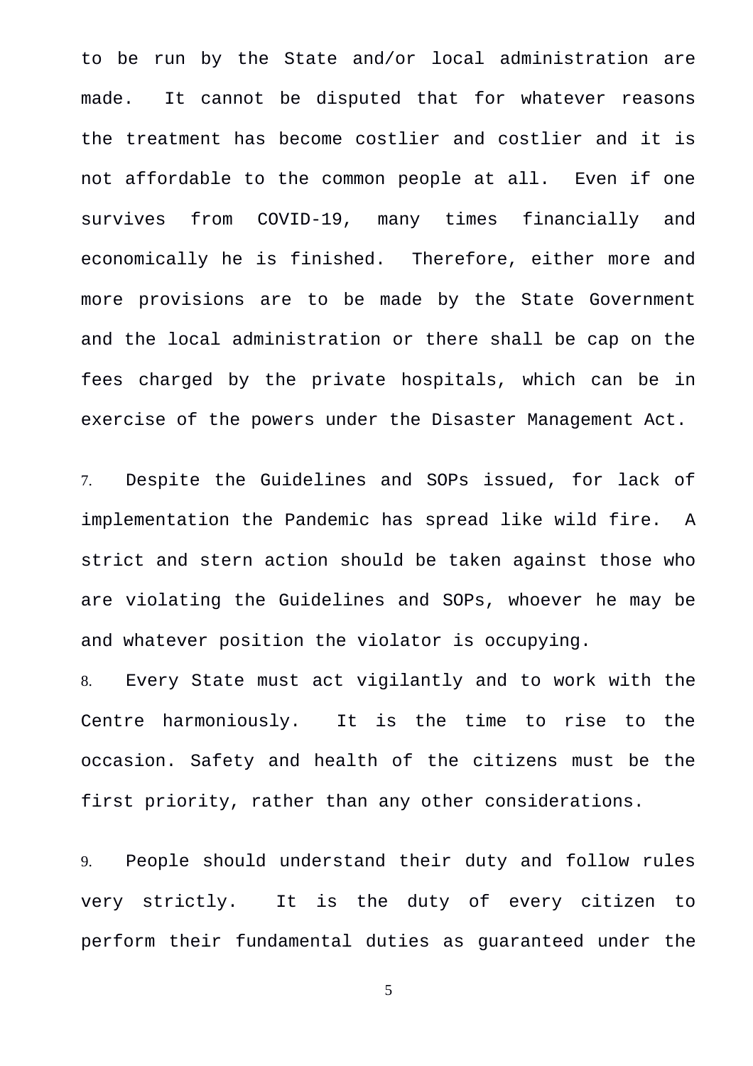to be run by the State and/or local administration are made. It cannot be disputed that for whatever reasons the treatment has become costlier and costlier and it is not affordable to the common people at all. Even if one survives from COVID-19, many times financially and economically he is finished. Therefore, either more and more provisions are to be made by the State Government and the local administration or there shall be cap on the fees charged by the private hospitals, which can be in exercise of the powers under the Disaster Management Act.

7. Despite the Guidelines and SOPs issued, for lack of implementation the Pandemic has spread like wild fire. A strict and stern action should be taken against those who are violating the Guidelines and SOPs, whoever he may be and whatever position the violator is occupying.

8. Every State must act vigilantly and to work with the Centre harmoniously. It is the time to rise to the occasion. Safety and health of the citizens must be the first priority, rather than any other considerations.

9. People should understand their duty and follow rules very strictly. It is the duty of every citizen to perform their fundamental duties as guaranteed under the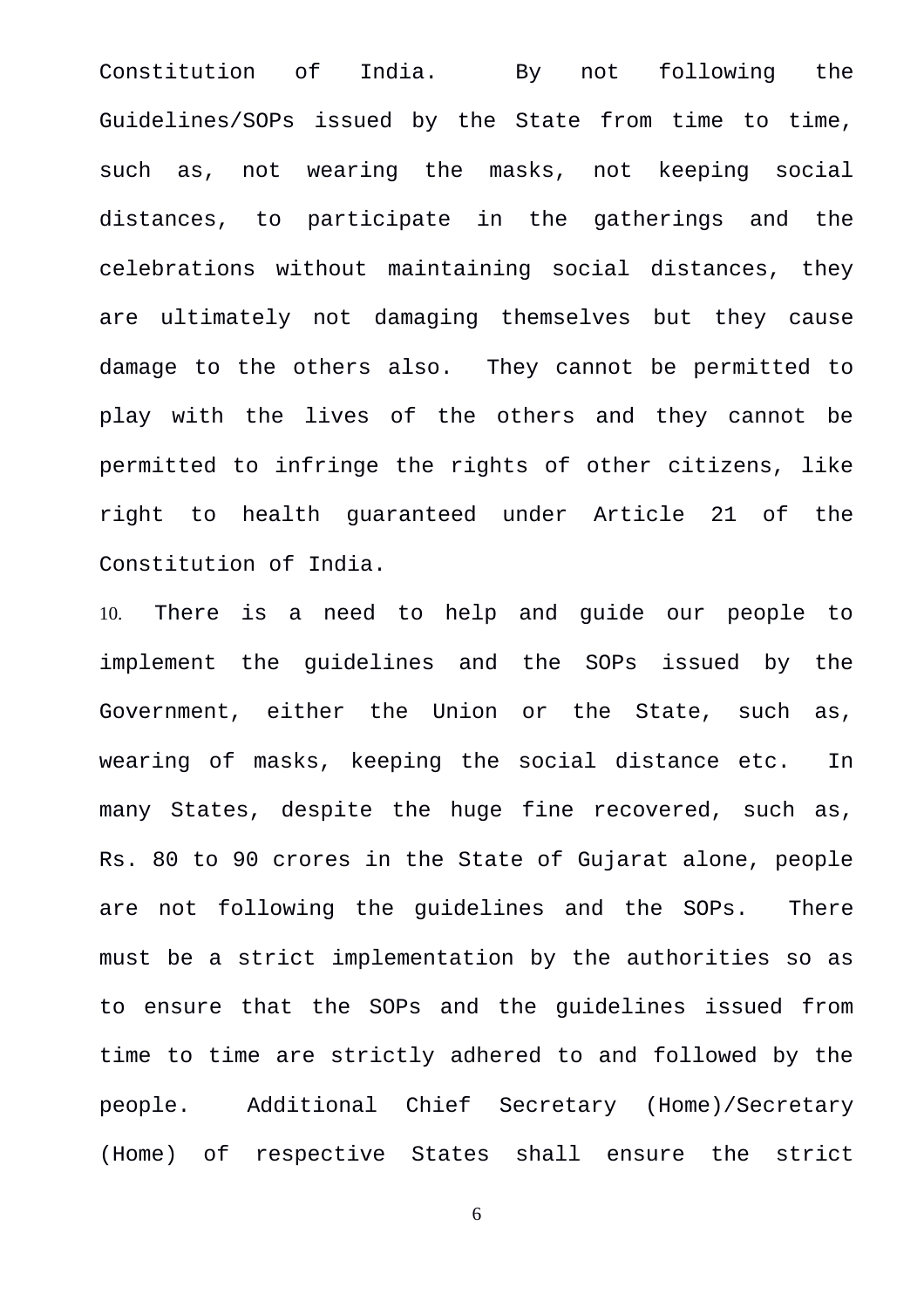Constitution of India. By not following the Guidelines/SOPs issued by the State from time to time, such as, not wearing the masks, not keeping social distances, to participate in the gatherings and the celebrations without maintaining social distances, they are ultimately not damaging themselves but they cause damage to the others also. They cannot be permitted to play with the lives of the others and they cannot be permitted to infringe the rights of other citizens, like right to health guaranteed under Article 21 of the Constitution of India.

10. There is a need to help and guide our people to implement the guidelines and the SOPs issued by the Government, either the Union or the State, such as, wearing of masks, keeping the social distance etc. In many States, despite the huge fine recovered, such as, Rs. 80 to 90 crores in the State of Gujarat alone, people are not following the guidelines and the SOPs. There must be a strict implementation by the authorities so as to ensure that the SOPs and the guidelines issued from time to time are strictly adhered to and followed by the people. Additional Chief Secretary (Home)/Secretary (Home) of respective States shall ensure the strict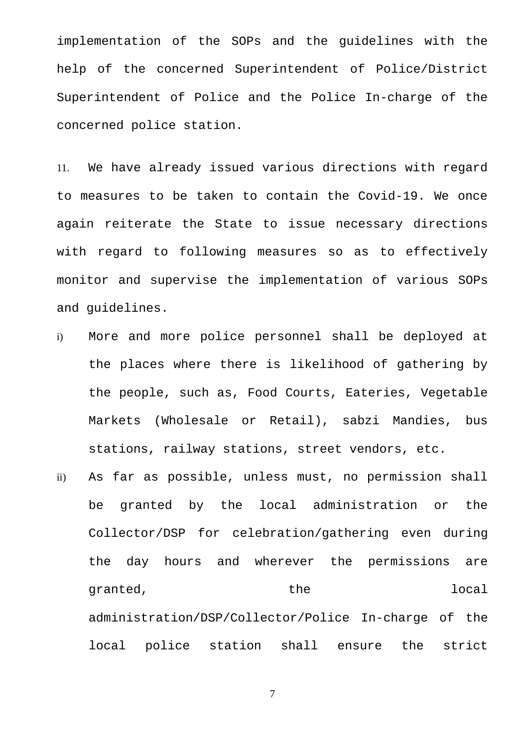implementation of the SOPs and the guidelines with the help of the concerned Superintendent of Police/District Superintendent of Police and the Police In-charge of the concerned police station.

11. We have already issued various directions with regard to measures to be taken to contain the Covid-19. We once again reiterate the State to issue necessary directions with regard to following measures so as to effectively monitor and supervise the implementation of various SOPs and guidelines.

i) More and more police personnel shall be deployed at the places where there is likelihood of gathering by the people, such as, Food Courts, Eateries, Vegetable Markets (Wholesale or Retail), sabzi Mandies, bus stations, railway stations, street vendors, etc.

ii) As far as possible, unless must, no permission shall be granted by the local administration or the Collector/DSP for celebration/gathering even during the day hours and wherever the permissions are granted, the local administration/DSP/Collector/Police In-charge of the local police station shall ensure the strict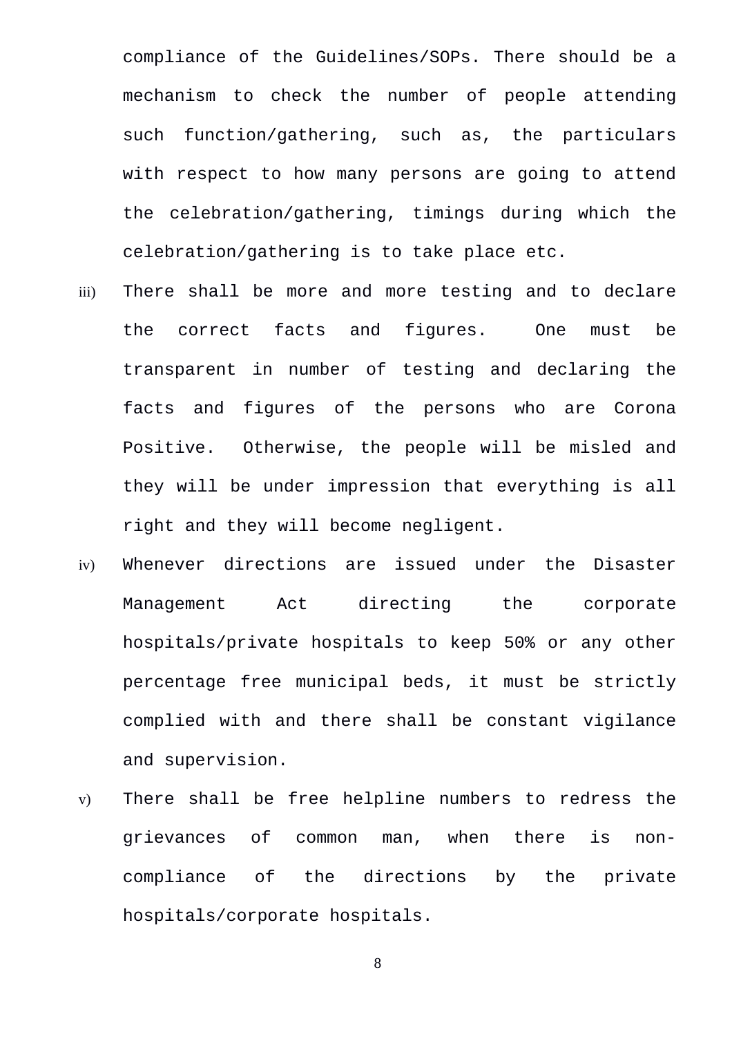compliance of the Guidelines/SOPs. There should be a mechanism to check the number of people attending such function/gathering, such as, the particulars with respect to how many persons are going to attend the celebration/gathering, timings during which the celebration/gathering is to take place etc.

iii) There shall be more and more testing and to declare the correct facts and figures. One must be transparent in number of testing and declaring the facts and figures of the persons who are Corona Positive. Otherwise, the people will be misled and they will be under impression that everything is all right and they will become negligent.

iv) Whenever directions are issued under the Disaster Management Act directing the corporate hospitals/private hospitals to keep 50% or any other percentage free municipal beds, it must be strictly complied with and there shall be constant vigilance and supervision.

v) There shall be free helpline numbers to redress the grievances of common man, when there is non-compliance of the directions by the private hospitals/corporate hospitals.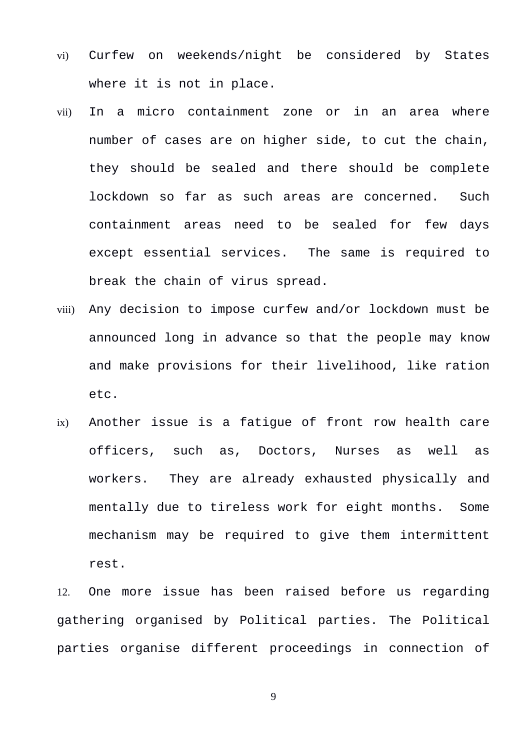vi) Curfew on weekends/night be considered by States where it is not in place.

vii) In a micro containment zone or in an area where number of cases are on higher side, to cut the chain, they should be sealed and there should be complete lockdown so far as such areas are concerned. Such containment areas need to be sealed for few days except essential services. The same is required to break the chain of virus spread.

viii) Any decision to impose curfew and/or lockdown must be announced long in advance so that the people may know and make provisions for their livelihood, like ration etc.

ix) Another issue is a fatigue of front row health care officers, such as, Doctors, Nurses as well as workers. They are already exhausted physically and mentally due to tireless work for eight months. Some mechanism may be required to give them intermittent rest.

12. One more issue has been raised before us regarding gathering organised by Political parties. The Political parties organise different proceedings in connection of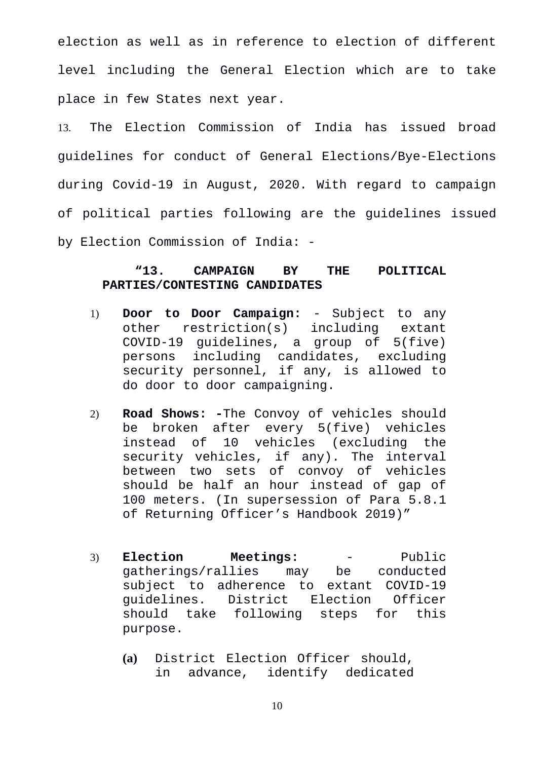election as well as in reference to election of different level including the General Election which are to take place in few States next year.

13. The Election Commission of India has issued broad guidelines for conduct of General Elections/Bye-Elections during Covid-19 in August, 2020. With regard to campaign of political parties following are the guidelines issued by Election Commission of India: -

> **"13. CAMPAIGN BY THE POLITICAL PARTIES/CONTESTING CANDIDATES**
>
> 1) **Door to Door Campaign:** - Subject to any other restriction(s) including extant COVID-19 guidelines, a group of 5(five) persons including candidates, excluding security personnel, if any, is allowed to do door to door campaigning.
>
> 2) **Road Shows: -**The Convoy of vehicles should be broken after every 5(five) vehicles instead of 10 vehicles (excluding the security vehicles, if any). The interval between two sets of convoy of vehicles should be half an hour instead of gap of 100 meters. (In supersession of Para 5.8.1 of Returning Officer's Handbook 2019)"
>
> 3) **Election Meetings:** - Public gatherings/rallies may be conducted subject to adherence to extant COVID-19 guidelines. District Election Officer should take following steps for this purpose.
>
> **(a)** District Election Officer should, in advance, identify dedicated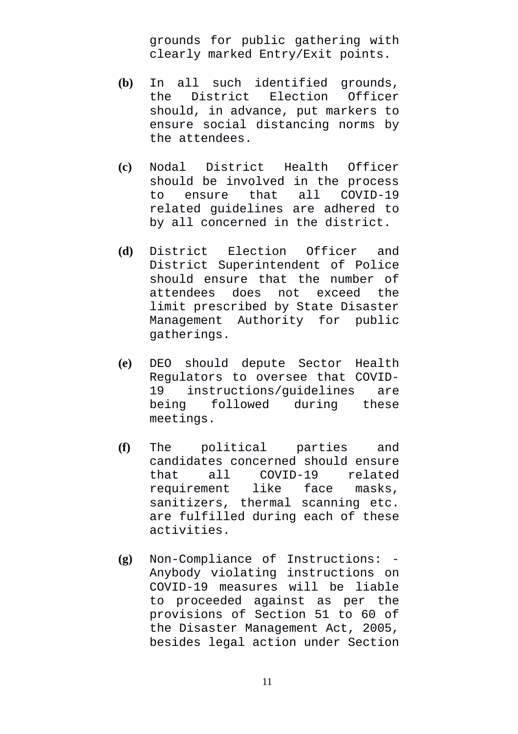grounds for public gathering with clearly marked Entry/Exit points.

**(b)** In all such identified grounds, the District Election Officer should, in advance, put markers to ensure social distancing norms by the attendees.

**(c)** Nodal District Health Officer should be involved in the process to ensure that all COVID-19 related guidelines are adhered to by all concerned in the district.

**(d)** District Election Officer and District Superintendent of Police should ensure that the number of attendees does not exceed the limit prescribed by State Disaster Management Authority for public gatherings.

**(e)** DEO should depute Sector Health Regulators to oversee that COVID-19 instructions/guidelines are being followed during these meetings.

**(f)** The political parties and candidates concerned should ensure that all COVID-19 related requirement like face masks, sanitizers, thermal scanning etc. are fulfilled during each of these activities.

**(g)** Non-Compliance of Instructions: - Anybody violating instructions on COVID-19 measures will be liable to proceeded against as per the provisions of Section 51 to 60 of the Disaster Management Act, 2005, besides legal action under Section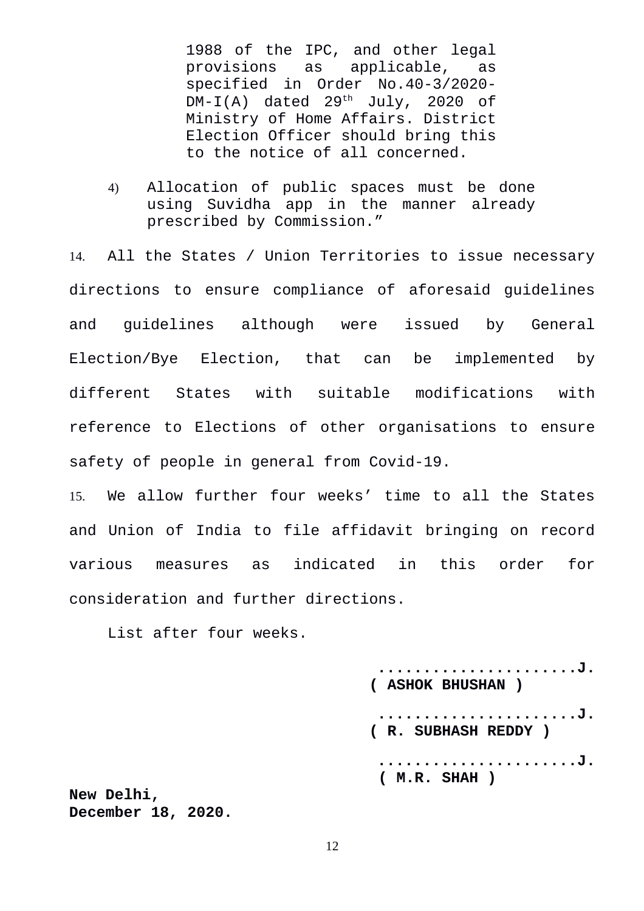1988 of the IPC, and other legal provisions as applicable, as specified in Order No.40-3/2020-DM-I(A) dated 29th July, 2020 of Ministry of Home Affairs. District Election Officer should bring this to the notice of all concerned.

4) Allocation of public spaces must be done using Suvidha app in the manner already prescribed by Commission."

14. All the States / Union Territories to issue necessary directions to ensure compliance of aforesaid guidelines and guidelines although were issued by General Election/Bye Election, that can be implemented by different States with suitable modifications with reference to Elections of other organisations to ensure safety of people in general from Covid-19.

15. We allow further four weeks' time to all the States and Union of India to file affidavit bringing on record various measures as indicated in this order for consideration and further directions.

List after four weeks.

**.....................J.**
**( ASHOK BHUSHAN )**

**.....................J.**
**( R. SUBHASH REDDY )**

**.....................J.**
**( M.R. SHAH )**

**New Delhi,**
**December 18, 2020.**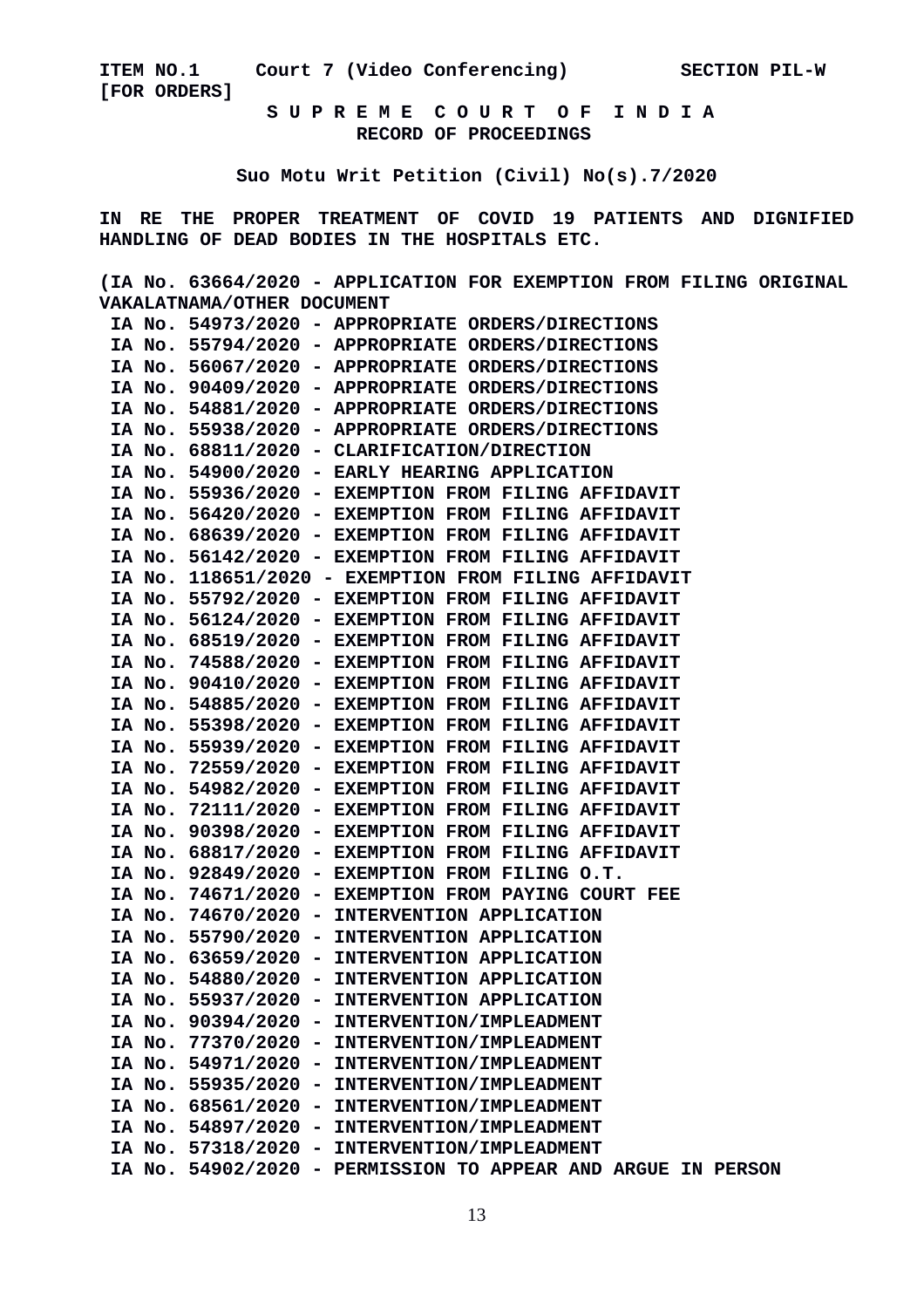ITEM NO.1 Court 7 (Video Conferencing) SECTION PIL-W
[FOR ORDERS]

**S U P R E M E C O U R T O F I N D I A**
**RECORD OF PROCEEDINGS**

**Suo Motu Writ Petition (Civil) No(s).7/2020**

**IN RE THE PROPER TREATMENT OF COVID 19 PATIENTS AND DIGNIFIED HANDLING OF DEAD BODIES IN THE HOSPITALS ETC.**

(IA No. 63664/2020 - APPLICATION FOR EXEMPTION FROM FILING ORIGINAL VAKALATNAMA/OTHER DOCUMENT
IA No. 54973/2020 - APPROPRIATE ORDERS/DIRECTIONS
IA No. 55794/2020 - APPROPRIATE ORDERS/DIRECTIONS
IA No. 56067/2020 - APPROPRIATE ORDERS/DIRECTIONS
IA No. 90409/2020 - APPROPRIATE ORDERS/DIRECTIONS
IA No. 54881/2020 - APPROPRIATE ORDERS/DIRECTIONS
IA No. 55938/2020 - APPROPRIATE ORDERS/DIRECTIONS
IA No. 68811/2020 - CLARIFICATION/DIRECTION
IA No. 54900/2020 - EARLY HEARING APPLICATION
IA No. 55936/2020 - EXEMPTION FROM FILING AFFIDAVIT
IA No. 56420/2020 - EXEMPTION FROM FILING AFFIDAVIT
IA No. 68639/2020 - EXEMPTION FROM FILING AFFIDAVIT
IA No. 56142/2020 - EXEMPTION FROM FILING AFFIDAVIT
IA No. 118651/2020 - EXEMPTION FROM FILING AFFIDAVIT
IA No. 55792/2020 - EXEMPTION FROM FILING AFFIDAVIT
IA No. 56124/2020 - EXEMPTION FROM FILING AFFIDAVIT
IA No. 68519/2020 - EXEMPTION FROM FILING AFFIDAVIT
IA No. 74588/2020 - EXEMPTION FROM FILING AFFIDAVIT
IA No. 90410/2020 - EXEMPTION FROM FILING AFFIDAVIT
IA No. 54885/2020 - EXEMPTION FROM FILING AFFIDAVIT
IA No. 55398/2020 - EXEMPTION FROM FILING AFFIDAVIT
IA No. 55939/2020 - EXEMPTION FROM FILING AFFIDAVIT
IA No. 72559/2020 - EXEMPTION FROM FILING AFFIDAVIT
IA No. 54982/2020 - EXEMPTION FROM FILING AFFIDAVIT
IA No. 72111/2020 - EXEMPTION FROM FILING AFFIDAVIT
IA No. 90398/2020 - EXEMPTION FROM FILING AFFIDAVIT
IA No. 68817/2020 - EXEMPTION FROM FILING AFFIDAVIT
IA No. 92849/2020 - EXEMPTION FROM FILING O.T.
IA No. 74671/2020 - EXEMPTION FROM PAYING COURT FEE
IA No. 74670/2020 - INTERVENTION APPLICATION
IA No. 55790/2020 - INTERVENTION APPLICATION
IA No. 63659/2020 - INTERVENTION APPLICATION
IA No. 54880/2020 - INTERVENTION APPLICATION
IA No. 55937/2020 - INTERVENTION APPLICATION
IA No. 90394/2020 - INTERVENTION/IMPLEADMENT
IA No. 77370/2020 - INTERVENTION/IMPLEADMENT
IA No. 54971/2020 - INTERVENTION/IMPLEADMENT
IA No. 55935/2020 - INTERVENTION/IMPLEADMENT
IA No. 68561/2020 - INTERVENTION/IMPLEADMENT
IA No. 54897/2020 - INTERVENTION/IMPLEADMENT
IA No. 57318/2020 - INTERVENTION/IMPLEADMENT
IA No. 54902/2020 - PERMISSION TO APPEAR AND ARGUE IN PERSON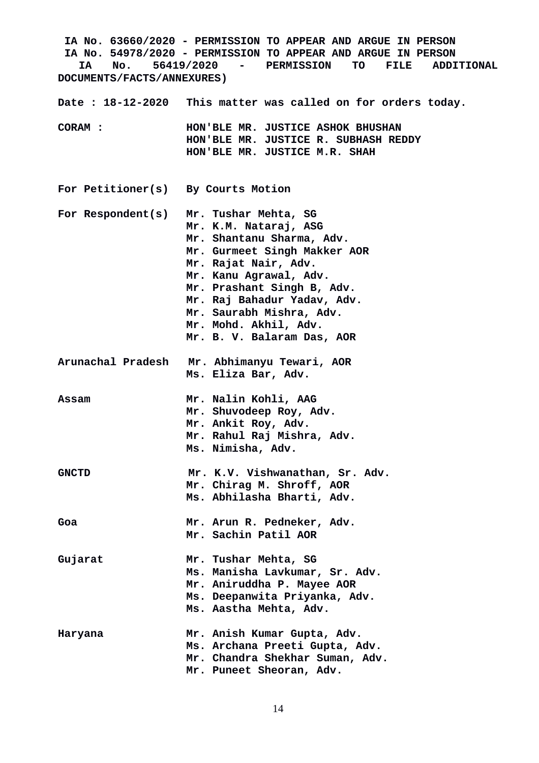IA No. 63660/2020 - PERMISSION TO APPEAR AND ARGUE IN PERSON
IA No. 54978/2020 - PERMISSION TO APPEAR AND ARGUE IN PERSON
IA No. 56419/2020 - PERMISSION TO FILE ADDITIONAL DOCUMENTS/FACTS/ANNEXURES)

Date : 18-12-2020 This matter was called on for orders today.

CORAM : HON'BLE MR. JUSTICE ASHOK BHUSHAN
HON'BLE MR. JUSTICE R. SUBHASH REDDY
HON'BLE MR. JUSTICE M.R. SHAH

For Petitioner(s) By Courts Motion

For Respondent(s) Mr. Tushar Mehta, SG
Mr. K.M. Nataraj, ASG
Mr. Shantanu Sharma, Adv.
Mr. Gurmeet Singh Makker AOR
Mr. Rajat Nair, Adv.
Mr. Kanu Agrawal, Adv.
Mr. Prashant Singh B, Adv.
Mr. Raj Bahadur Yadav, Adv.
Mr. Saurabh Mishra, Adv.
Mr. Mohd. Akhil, Adv.
Mr. B. V. Balaram Das, AOR

Arunachal Pradesh Mr. Abhimanyu Tewari, AOR
Ms. Eliza Bar, Adv.

Assam Mr. Nalin Kohli, AAG
Mr. Shuvodeep Roy, Adv.
Mr. Ankit Roy, Adv.
Mr. Rahul Raj Mishra, Adv.
Ms. Nimisha, Adv.

GNCTD Mr. K.V. Vishwanathan, Sr. Adv.
Mr. Chirag M. Shroff, AOR
Ms. Abhilasha Bharti, Adv.

Goa Mr. Arun R. Pedneker, Adv.
Mr. Sachin Patil AOR

Gujarat Mr. Tushar Mehta, SG
Ms. Manisha Lavkumar, Sr. Adv.
Mr. Aniruddha P. Mayee AOR
Ms. Deepanwita Priyanka, Adv.
Ms. Aastha Mehta, Adv.

Haryana Mr. Anish Kumar Gupta, Adv.
Ms. Archana Preeti Gupta, Adv.
Mr. Chandra Shekhar Suman, Adv.
Mr. Puneet Sheoran, Adv.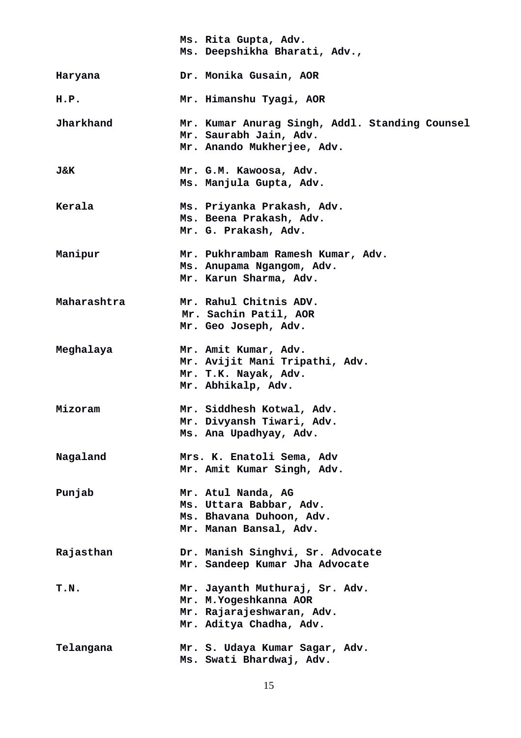Ms. Rita Gupta, Adv.
Ms. Deepshikha Bharati, Adv.,

| | |
|---|---|
| **Haryana** | **Dr. Monika Gusain, AOR** |
| **H.P.** | **Mr. Himanshu Tyagi, AOR** |
| **Jharkhand** | **Mr. Kumar Anurag Singh, Addl. Standing Counsel**<br>**Mr. Saurabh Jain, Adv.**<br>**Mr. Anando Mukherjee, Adv.** |
| **J&K** | **Mr. G.M. Kawoosa, Adv.**<br>**Ms. Manjula Gupta, Adv.** |
| **Kerala** | **Ms. Priyanka Prakash, Adv.**<br>**Ms. Beena Prakash, Adv.**<br>**Mr. G. Prakash, Adv.** |
| **Manipur** | **Mr. Pukhrambam Ramesh Kumar, Adv.**<br>**Ms. Anupama Ngangom, Adv.**<br>**Mr. Karun Sharma, Adv.** |
| **Maharashtra** | **Mr. Rahul Chitnis ADV.**<br>**Mr. Sachin Patil, AOR**<br>**Mr. Geo Joseph, Adv.** |
| **Meghalaya** | **Mr. Amit Kumar, Adv.**<br>**Mr. Avijit Mani Tripathi, Adv.**<br>**Mr. T.K. Nayak, Adv.**<br>**Mr. Abhikalp, Adv.** |
| **Mizoram** | **Mr. Siddhesh Kotwal, Adv.**<br>**Mr. Divyansh Tiwari, Adv.**<br>**Ms. Ana Upadhyay, Adv.** |
| **Nagaland** | **Mrs. K. Enatoli Sema, Adv**<br>**Mr. Amit Kumar Singh, Adv.** |
| **Punjab** | **Mr. Atul Nanda, AG**<br>**Ms. Uttara Babbar, Adv.**<br>**Ms. Bhavana Duhoon, Adv.**<br>**Mr. Manan Bansal, Adv.** |
| **Rajasthan** | **Dr. Manish Singhvi, Sr. Advocate**<br>**Mr. Sandeep Kumar Jha Advocate** |
| **T.N.** | **Mr. Jayanth Muthuraj, Sr. Adv.**<br>**Mr. M.Yogeshkanna AOR**<br>**Mr. Rajarajeshwaran, Adv.**<br>**Mr. Aditya Chadha, Adv.** |
| **Telangana** | **Mr. S. Udaya Kumar Sagar, Adv.**<br>**Ms. Swati Bhardwaj, Adv.** |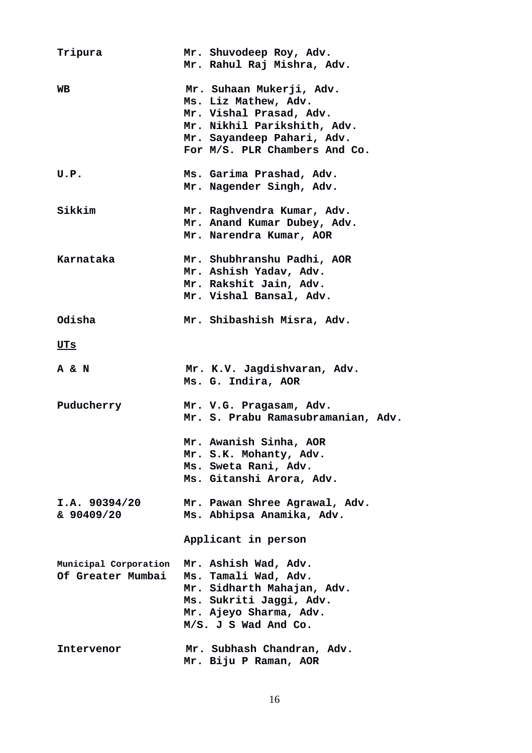| | |
|---|---|
| **Tripura** | **Mr. Shuvodeep Roy, Adv.**<br>**Mr. Rahul Raj Mishra, Adv.** |
| **WB** | **Mr. Suhaan Mukerji, Adv.**<br>**Ms. Liz Mathew, Adv.**<br>**Mr. Vishal Prasad, Adv.**<br>**Mr. Nikhil Parikshith, Adv.**<br>**Mr. Sayandeep Pahari, Adv.**<br>**For M/S. PLR Chambers And Co.** |
| **U.P.** | **Ms. Garima Prashad, Adv.**<br>**Mr. Nagender Singh, Adv.** |
| **Sikkim** | **Mr. Raghvendra Kumar, Adv.**<br>**Mr. Anand Kumar Dubey, Adv.**<br>**Mr. Narendra Kumar, AOR** |
| **Karnataka** | **Mr. Shubhranshu Padhi, AOR**<br>**Mr. Ashish Yadav, Adv.**<br>**Mr. Rakshit Jain, Adv.**<br>**Mr. Vishal Bansal, Adv.** |
| **Odisha** | **Mr. Shibashish Misra, Adv.** |
| **<u>UTs</u>** | |
| **A & N** | **Mr. K.V. Jagdishvaran, Adv.**<br>**Ms. G. Indira, AOR** |
| **Puducherry** | **Mr. V.G. Pragasam, Adv.**<br>**Mr. S. Prabu Ramasubramanian, Adv.** |
| | **Mr. Awanish Sinha, AOR**<br>**Mr. S.K. Mohanty, Adv.**<br>**Ms. Sweta Rani, Adv.**<br>**Ms. Gitanshi Arora, Adv.** |
| **I.A. 90394/20**<br>**& 90409/20** | **Mr. Pawan Shree Agrawal, Adv.**<br>**Ms. Abhipsa Anamika, Adv.** |
| | **Applicant in person** |
| **Municipal Corporation**<br>**Of Greater Mumbai** | **Mr. Ashish Wad, Adv.**<br>**Ms. Tamali Wad, Adv.**<br>**Mr. Sidharth Mahajan, Adv.**<br>**Ms. Sukriti Jaggi, Adv.**<br>**Mr. Ajeyo Sharma, Adv.**<br>**M/S. J S Wad And Co.** |
| **Intervenor** | **Mr. Subhash Chandran, Adv.**<br>**Mr. Biju P Raman, AOR** |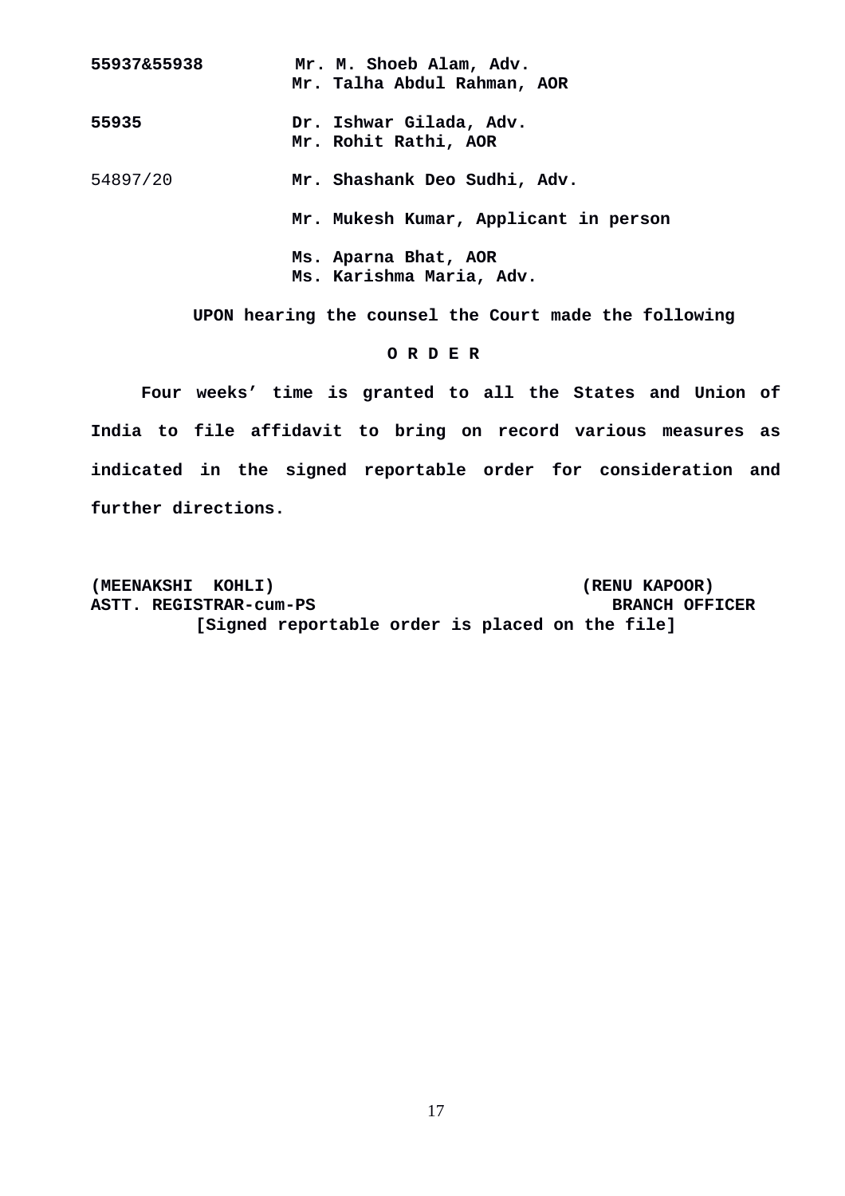| | |
|---|---|
| **55937&55938** | **Mr. M. Shoeb Alam, Adv.**<br>**Mr. Talha Abdul Rahman, AOR** |
| **55935** | **Dr. Ishwar Gilada, Adv.**<br>**Mr. Rohit Rathi, AOR** |
| 54897/20 | **Mr. Shashank Deo Sudhi, Adv.** |
| | **Mr. Mukesh Kumar, Applicant in person** |
| | **Ms. Aparna Bhat, AOR**<br>**Ms. Karishma Maria, Adv.** |

**UPON hearing the counsel the Court made the following**

**O R D E R**

**Four weeks' time is granted to all the States and Union of India to file affidavit to bring on record various measures as indicated in the signed reportable order for consideration and further directions.**

**(MEENAKSHI KOHLI)**
**ASTT. REGISTRAR-cum-PS**

**(RENU KAPOOR)**
**BRANCH OFFICER**

**[Signed reportable order is placed on the file]**